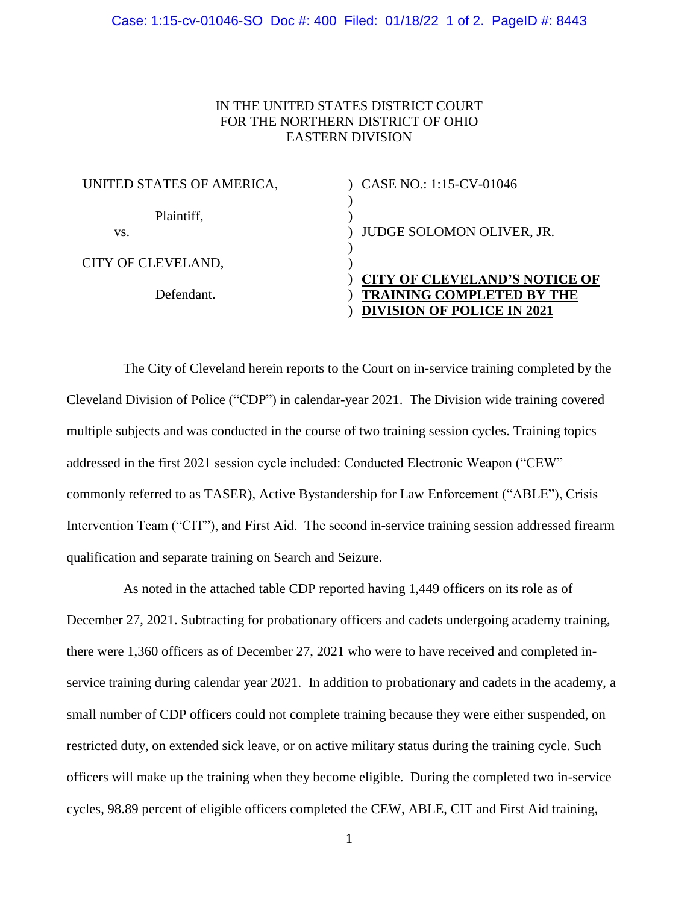IN THE UNITED STATES DISTRICT COURT
FOR THE NORTHERN DISTRICT OF OHIO
EASTERN DIVISION

| | |
|---|---|
| UNITED STATES OF AMERICA, | ) CASE NO.: 1:15-CV-01046 |
| | ) |
| Plaintiff, | ) |
| vs. | ) JUDGE SOLOMON OLIVER, JR. |
| | ) |
| CITY OF CLEVELAND, | ) |
| | ) **CITY OF CLEVELAND'S NOTICE OF** |
| Defendant. | ) **TRAINING COMPLETED BY THE** |
| | ) **DIVISION OF POLICE IN 2021** |

The City of Cleveland herein reports to the Court on in-service training completed by the Cleveland Division of Police ("CDP") in calendar-year 2021. The Division wide training covered multiple subjects and was conducted in the course of two training session cycles. Training topics addressed in the first 2021 session cycle included: Conducted Electronic Weapon ("CEW" – commonly referred to as TASER), Active Bystandership for Law Enforcement ("ABLE"), Crisis Intervention Team ("CIT"), and First Aid. The second in-service training session addressed firearm qualification and separate training on Search and Seizure.

As noted in the attached table CDP reported having 1,449 officers on its role as of December 27, 2021. Subtracting for probationary officers and cadets undergoing academy training, there were 1,360 officers as of December 27, 2021 who were to have received and completed in-service training during calendar year 2021. In addition to probationary and cadets in the academy, a small number of CDP officers could not complete training because they were either suspended, on restricted duty, on extended sick leave, or on active military status during the training cycle. Such officers will make up the training when they become eligible. During the completed two in-service cycles, 98.89 percent of eligible officers completed the CEW, ABLE, CIT and First Aid training,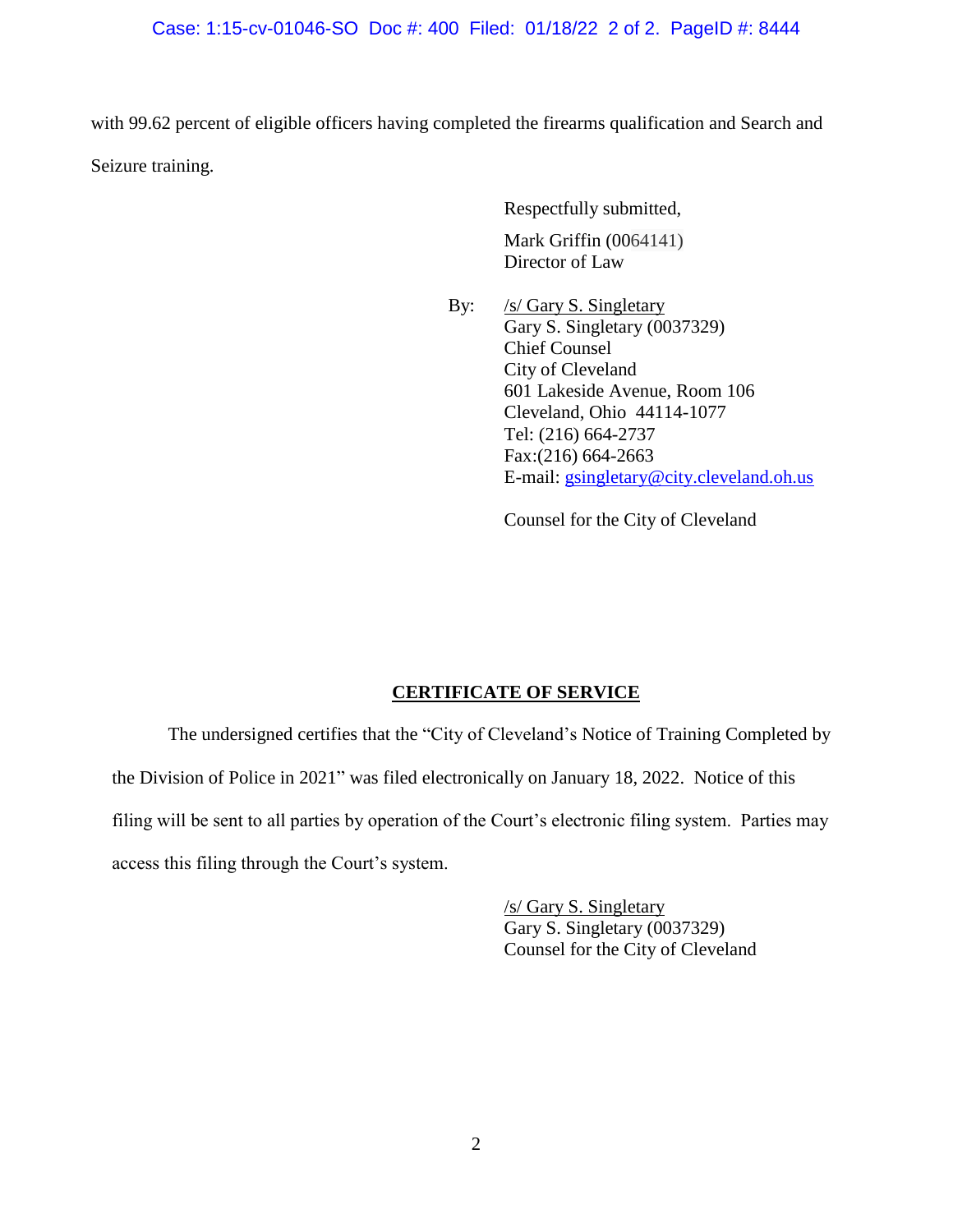with 99.62 percent of eligible officers having completed the firearms qualification and Search and Seizure training.

Respectfully submitted,

Mark Griffin (0064141)
Director of Law

By: /s/ Gary S. Singletary
Gary S. Singletary (0037329)
Chief Counsel
City of Cleveland
601 Lakeside Avenue, Room 106
Cleveland, Ohio 44114-1077
Tel: (216) 664-2737
Fax:(216) 664-2663
E-mail: gsingletary@city.cleveland.oh.us

Counsel for the City of Cleveland

## CERTIFICATE OF SERVICE

The undersigned certifies that the "City of Cleveland's Notice of Training Completed by the Division of Police in 2021" was filed electronically on January 18, 2022. Notice of this filing will be sent to all parties by operation of the Court's electronic filing system. Parties may access this filing through the Court's system.

/s/ Gary S. Singletary
Gary S. Singletary (0037329)
Counsel for the City of Cleveland